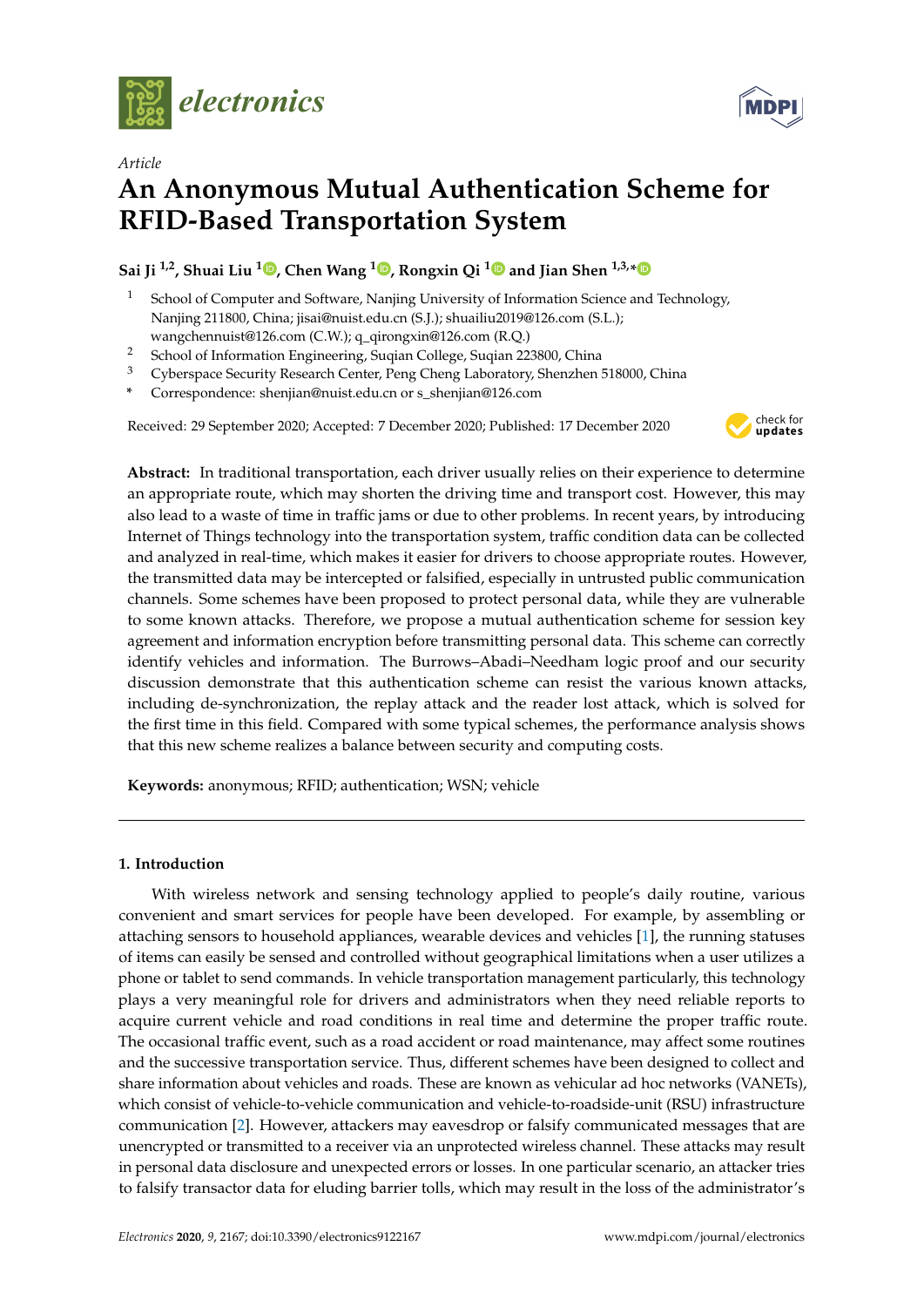*Article*

# An Anonymous Mutual Authentication Scheme for RFID-Based Transportation System

**Sai Ji [1,2], Shuai Liu [1], Chen Wang [1], Rongxin Qi [1] and Jian Shen [1,3,*]**

1 School of Computer and Software, Nanjing University of Information Science and Technology, Nanjing 211800, China; jisai@nuist.edu.cn (S.J.); shuailiu2019@126.com (S.L.); wangchennuist@126.com (C.W.); q_qirongxin@126.com (R.Q.)
2 School of Information Engineering, Suqian College, Suqian 223800, China
3 Cyberspace Security Research Center, Peng Cheng Laboratory, Shenzhen 518000, China
* Correspondence: shenjian@nuist.edu.cn or s_shenjian@126.com

Received: 29 September 2020; Accepted: 7 December 2020; Published: 17 December 2020

**Abstract:** In traditional transportation, each driver usually relies on their experience to determine an appropriate route, which may shorten the driving time and transport cost. However, this may also lead to a waste of time in traffic jams or due to other problems. In recent years, by introducing Internet of Things technology into the transportation system, traffic condition data can be collected and analyzed in real-time, which makes it easier for drivers to choose appropriate routes. However, the transmitted data may be intercepted or falsified, especially in untrusted public communication channels. Some schemes have been proposed to protect personal data, while they are vulnerable to some known attacks. Therefore, we propose a mutual authentication scheme for session key agreement and information encryption before transmitting personal data. This scheme can correctly identify vehicles and information. The Burrows–Abadi–Needham logic proof and our security discussion demonstrate that this authentication scheme can resist the various known attacks, including de-synchronization, the replay attack and the reader lost attack, which is solved for the first time in this field. Compared with some typical schemes, the performance analysis shows that this new scheme realizes a balance between security and computing costs.

**Keywords:** anonymous; RFID; authentication; WSN; vehicle

## 1. Introduction

With wireless network and sensing technology applied to people's daily routine, various convenient and smart services for people have been developed. For example, by assembling or attaching sensors to household appliances, wearable devices and vehicles [1], the running statuses of items can easily be sensed and controlled without geographical limitations when a user utilizes a phone or tablet to send commands. In vehicle transportation management particularly, this technology plays a very meaningful role for drivers and administrators when they need reliable reports to acquire current vehicle and road conditions in real time and determine the proper traffic route. The occasional traffic event, such as a road accident or road maintenance, may affect some routines and the successive transportation service. Thus, different schemes have been designed to collect and share information about vehicles and roads. These are known as vehicular ad hoc networks (VANETs), which consist of vehicle-to-vehicle communication and vehicle-to-roadside-unit (RSU) infrastructure communication [2]. However, attackers may eavesdrop or falsify communicated messages that are unencrypted or transmitted to a receiver via an unprotected wireless channel. These attacks may result in personal data disclosure and unexpected errors or losses. In one particular scenario, an attacker tries to falsify transactor data for eluding barrier tolls, which may result in the loss of the administrator's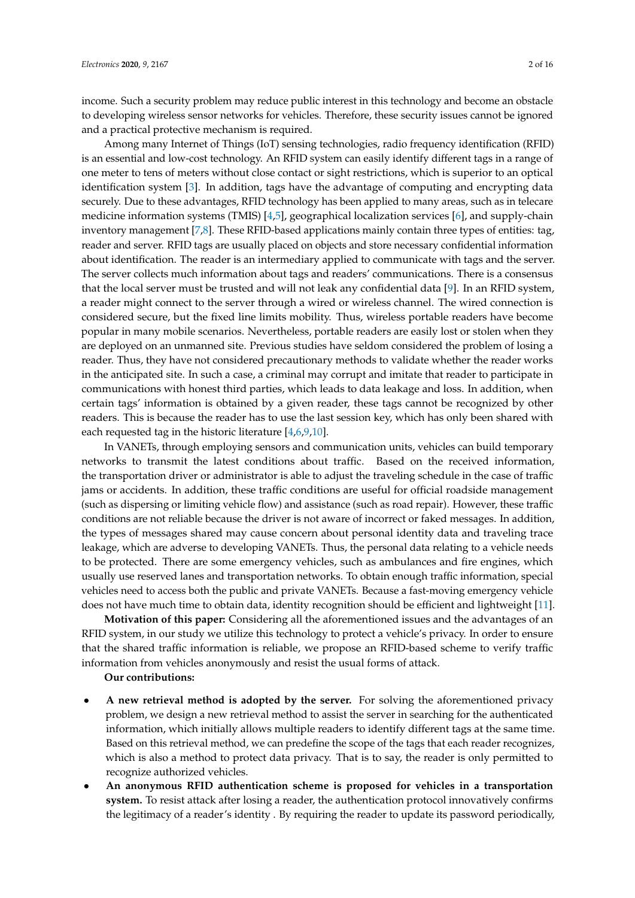income. Such a security problem may reduce public interest in this technology and become an obstacle to developing wireless sensor networks for vehicles. Therefore, these security issues cannot be ignored and a practical protective mechanism is required.

Among many Internet of Things (IoT) sensing technologies, radio frequency identification (RFID) is an essential and low-cost technology. An RFID system can easily identify different tags in a range of one meter to tens of meters without close contact or sight restrictions, which is superior to an optical identification system [3]. In addition, tags have the advantage of computing and encrypting data securely. Due to these advantages, RFID technology has been applied to many areas, such as in telecare medicine information systems (TMIS) [4,5], geographical localization services [6], and supply-chain inventory management [7,8]. These RFID-based applications mainly contain three types of entities: tag, reader and server. RFID tags are usually placed on objects and store necessary confidential information about identification. The reader is an intermediary applied to communicate with tags and the server. The server collects much information about tags and readers' communications. There is a consensus that the local server must be trusted and will not leak any confidential data [9]. In an RFID system, a reader might connect to the server through a wired or wireless channel. The wired connection is considered secure, but the fixed line limits mobility. Thus, wireless portable readers have become popular in many mobile scenarios. Nevertheless, portable readers are easily lost or stolen when they are deployed on an unmanned site. Previous studies have seldom considered the problem of losing a reader. Thus, they have not considered precautionary methods to validate whether the reader works in the anticipated site. In such a case, a criminal may corrupt and imitate that reader to participate in communications with honest third parties, which leads to data leakage and loss. In addition, when certain tags' information is obtained by a given reader, these tags cannot be recognized by other readers. This is because the reader has to use the last session key, which has only been shared with each requested tag in the historic literature [4,6,9,10].

In VANETs, through employing sensors and communication units, vehicles can build temporary networks to transmit the latest conditions about traffic. Based on the received information, the transportation driver or administrator is able to adjust the traveling schedule in the case of traffic jams or accidents. In addition, these traffic conditions are useful for official roadside management (such as dispersing or limiting vehicle flow) and assistance (such as road repair). However, these traffic conditions are not reliable because the driver is not aware of incorrect or faked messages. In addition, the types of messages shared may cause concern about personal identity data and traveling trace leakage, which are adverse to developing VANETs. Thus, the personal data relating to a vehicle needs to be protected. There are some emergency vehicles, such as ambulances and fire engines, which usually use reserved lanes and transportation networks. To obtain enough traffic information, special vehicles need to access both the public and private VANETs. Because a fast-moving emergency vehicle does not have much time to obtain data, identity recognition should be efficient and lightweight [11].

**Motivation of this paper:** Considering all the aforementioned issues and the advantages of an RFID system, in our study we utilize this technology to protect a vehicle's privacy. In order to ensure that the shared traffic information is reliable, we propose an RFID-based scheme to verify traffic information from vehicles anonymously and resist the usual forms of attack.

**Our contributions:**

- **A new retrieval method is adopted by the server.** For solving the aforementioned privacy problem, we design a new retrieval method to assist the server in searching for the authenticated information, which initially allows multiple readers to identify different tags at the same time. Based on this retrieval method, we can predefine the scope of the tags that each reader recognizes, which is also a method to protect data privacy. That is to say, the reader is only permitted to recognize authorized vehicles.
- **An anonymous RFID authentication scheme is proposed for vehicles in a transportation system.** To resist attack after losing a reader, the authentication protocol innovatively confirms the legitimacy of a reader's identity . By requiring the reader to update its password periodically,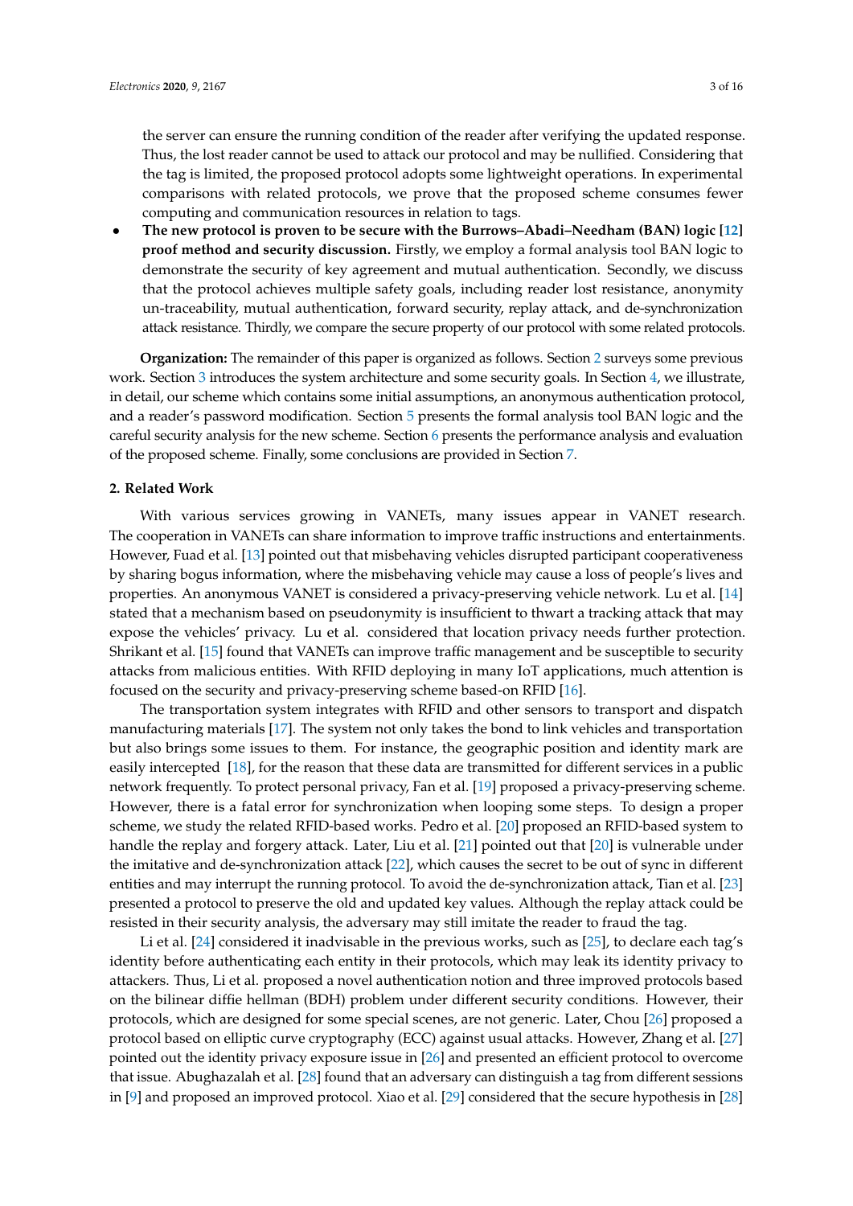the server can ensure the running condition of the reader after verifying the updated response. Thus, the lost reader cannot be used to attack our protocol and may be nullified. Considering that the tag is limited, the proposed protocol adopts some lightweight operations. In experimental comparisons with related protocols, we prove that the proposed scheme consumes fewer computing and communication resources in relation to tags.

- **The new protocol is proven to be secure with the Burrows–Abadi–Needham (BAN) logic [12] proof method and security discussion.** Firstly, we employ a formal analysis tool BAN logic to demonstrate the security of key agreement and mutual authentication. Secondly, we discuss that the protocol achieves multiple safety goals, including reader lost resistance, anonymity un-traceability, mutual authentication, forward security, replay attack, and de-synchronization attack resistance. Thirdly, we compare the secure property of our protocol with some related protocols.

**Organization:** The remainder of this paper is organized as follows. Section 2 surveys some previous work. Section 3 introduces the system architecture and some security goals. In Section 4, we illustrate, in detail, our scheme which contains some initial assumptions, an anonymous authentication protocol, and a reader's password modification. Section 5 presents the formal analysis tool BAN logic and the careful security analysis for the new scheme. Section 6 presents the performance analysis and evaluation of the proposed scheme. Finally, some conclusions are provided in Section 7.

## 2. Related Work

With various services growing in VANETs, many issues appear in VANET research. The cooperation in VANETs can share information to improve traffic instructions and entertainments. However, Fuad et al. [13] pointed out that misbehaving vehicles disrupted participant cooperativeness by sharing bogus information, where the misbehaving vehicle may cause a loss of people's lives and properties. An anonymous VANET is considered a privacy-preserving vehicle network. Lu et al. [14] stated that a mechanism based on pseudonymity is insufficient to thwart a tracking attack that may expose the vehicles' privacy. Lu et al. considered that location privacy needs further protection. Shrikant et al. [15] found that VANETs can improve traffic management and be susceptible to security attacks from malicious entities. With RFID deploying in many IoT applications, much attention is focused on the security and privacy-preserving scheme based-on RFID [16].

The transportation system integrates with RFID and other sensors to transport and dispatch manufacturing materials [17]. The system not only takes the bond to link vehicles and transportation but also brings some issues to them. For instance, the geographic position and identity mark are easily intercepted [18], for the reason that these data are transmitted for different services in a public network frequently. To protect personal privacy, Fan et al. [19] proposed a privacy-preserving scheme. However, there is a fatal error for synchronization when looping some steps. To design a proper scheme, we study the related RFID-based works. Pedro et al. [20] proposed an RFID-based system to handle the replay and forgery attack. Later, Liu et al. [21] pointed out that [20] is vulnerable under the imitative and de-synchronization attack [22], which causes the secret to be out of sync in different entities and may interrupt the running protocol. To avoid the de-synchronization attack, Tian et al. [23] presented a protocol to preserve the old and updated key values. Although the replay attack could be resisted in their security analysis, the adversary may still imitate the reader to fraud the tag.

Li et al. [24] considered it inadvisable in the previous works, such as [25], to declare each tag's identity before authenticating each entity in their protocols, which may leak its identity privacy to attackers. Thus, Li et al. proposed a novel authentication notion and three improved protocols based on the bilinear diffie hellman (BDH) problem under different security conditions. However, their protocols, which are designed for some special scenes, are not generic. Later, Chou [26] proposed a protocol based on elliptic curve cryptography (ECC) against usual attacks. However, Zhang et al. [27] pointed out the identity privacy exposure issue in [26] and presented an efficient protocol to overcome that issue. Abughazalah et al. [28] found that an adversary can distinguish a tag from different sessions in [9] and proposed an improved protocol. Xiao et al. [29] considered that the secure hypothesis in [28]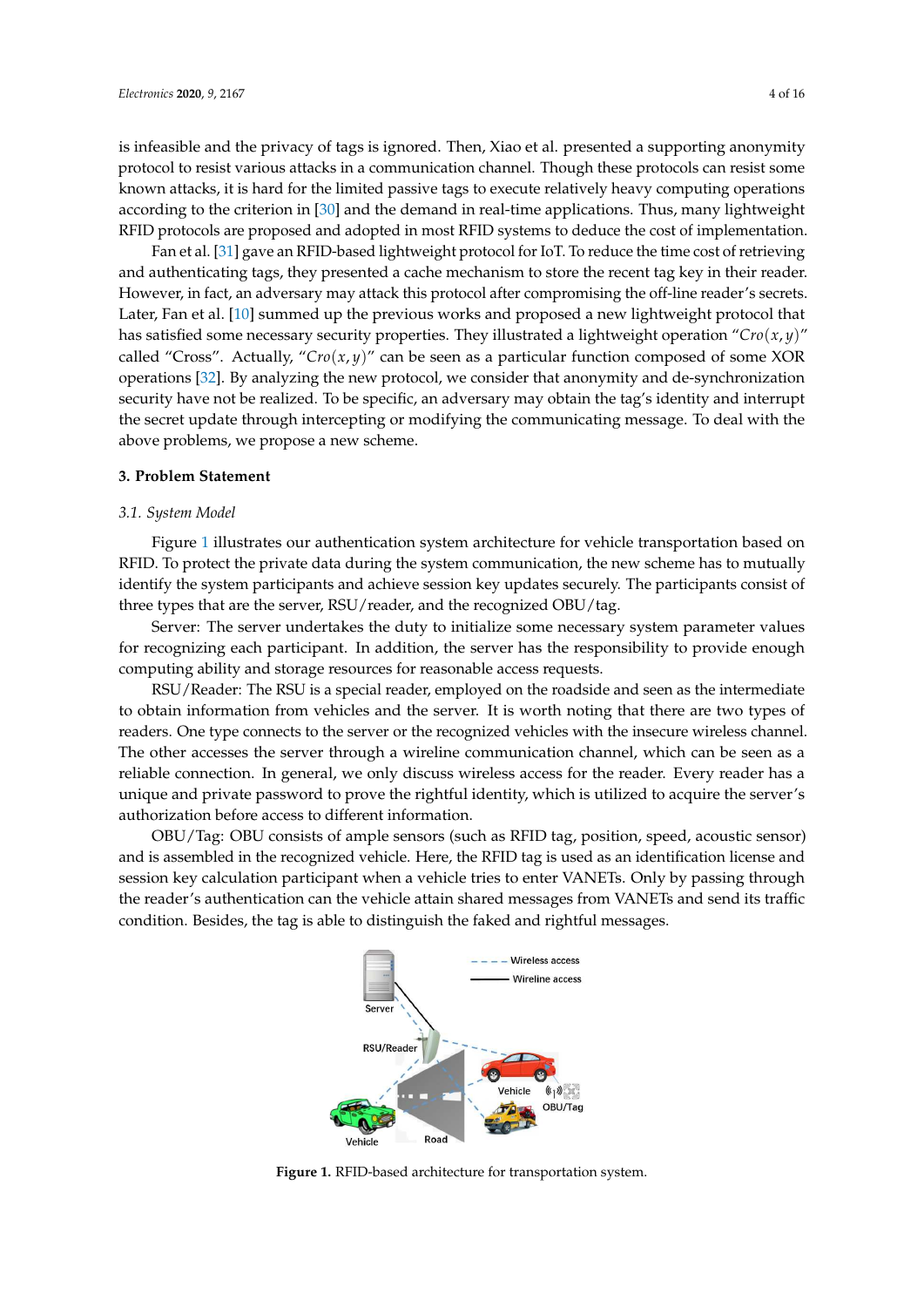is infeasible and the privacy of tags is ignored. Then, Xiao et al. presented a supporting anonymity protocol to resist various attacks in a communication channel. Though these protocols can resist some known attacks, it is hard for the limited passive tags to execute relatively heavy computing operations according to the criterion in [30] and the demand in real-time applications. Thus, many lightweight RFID protocols are proposed and adopted in most RFID systems to deduce the cost of implementation.

Fan et al. [31] gave an RFID-based lightweight protocol for IoT. To reduce the time cost of retrieving and authenticating tags, they presented a cache mechanism to store the recent tag key in their reader. However, in fact, an adversary may attack this protocol after compromising the off-line reader's secrets. Later, Fan et al. [10] summed up the previous works and proposed a new lightweight protocol that has satisfied some necessary security properties. They illustrated a lightweight operation "$Cro(x, y)$" called "Cross". Actually, "$Cro(x, y)$" can be seen as a particular function composed of some XOR operations [32]. By analyzing the new protocol, we consider that anonymity and de-synchronization security have not be realized. To be specific, an adversary may obtain the tag's identity and interrupt the secret update through intercepting or modifying the communicating message. To deal with the above problems, we propose a new scheme.

## 3. Problem Statement

### 3.1. System Model

Figure 1 illustrates our authentication system architecture for vehicle transportation based on RFID. To protect the private data during the system communication, the new scheme has to mutually identify the system participants and achieve session key updates securely. The participants consist of three types that are the server, RSU/reader, and the recognized OBU/tag.

Server: The server undertakes the duty to initialize some necessary system parameter values for recognizing each participant. In addition, the server has the responsibility to provide enough computing ability and storage resources for reasonable access requests.

RSU/Reader: The RSU is a special reader, employed on the roadside and seen as the intermediate to obtain information from vehicles and the server. It is worth noting that there are two types of readers. One type connects to the server or the recognized vehicles with the insecure wireless channel. The other accesses the server through a wireline communication channel, which can be seen as a reliable connection. In general, we only discuss wireless access for the reader. Every reader has a unique and private password to prove the rightful identity, which is utilized to acquire the server's authorization before access to different information.

OBU/Tag: OBU consists of ample sensors (such as RFID tag, position, speed, acoustic sensor) and is assembled in the recognized vehicle. Here, the RFID tag is used as an identification license and session key calculation participant when a vehicle tries to enter VANETs. Only by passing through the reader's authentication can the vehicle attain shared messages from VANETs and send its traffic condition. Besides, the tag is able to distinguish the faked and rightful messages.

**Figure 1.** RFID-based architecture for transportation system.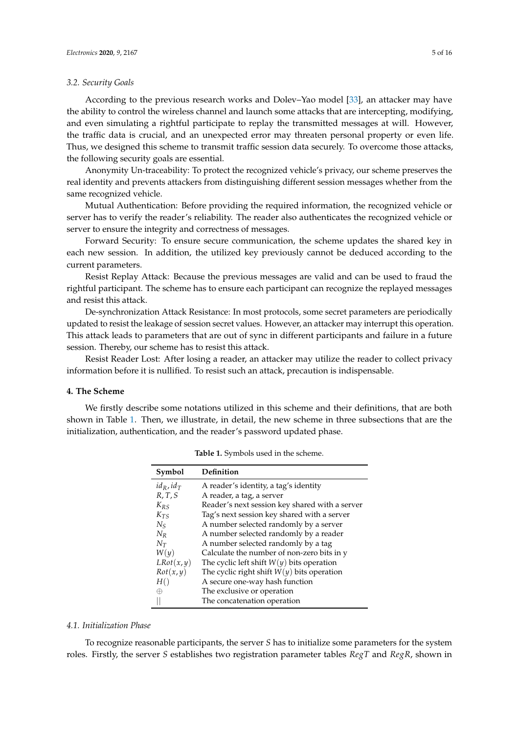### 3.2. Security Goals

According to the previous research works and Dolev–Yao model [33], an attacker may have the ability to control the wireless channel and launch some attacks that are intercepting, modifying, and even simulating a rightful participate to replay the transmitted messages at will. However, the traffic data is crucial, and an unexpected error may threaten personal property or even life. Thus, we designed this scheme to transmit traffic session data securely. To overcome those attacks, the following security goals are essential.

Anonymity Un-traceability: To protect the recognized vehicle's privacy, our scheme preserves the real identity and prevents attackers from distinguishing different session messages whether from the same recognized vehicle.

Mutual Authentication: Before providing the required information, the recognized vehicle or server has to verify the reader's reliability. The reader also authenticates the recognized vehicle or server to ensure the integrity and correctness of messages.

Forward Security: To ensure secure communication, the scheme updates the shared key in each new session. In addition, the utilized key previously cannot be deduced according to the current parameters.

Resist Replay Attack: Because the previous messages are valid and can be used to fraud the rightful participant. The scheme has to ensure each participant can recognize the replayed messages and resist this attack.

De-synchronization Attack Resistance: In most protocols, some secret parameters are periodically updated to resist the leakage of session secret values. However, an attacker may interrupt this operation. This attack leads to parameters that are out of sync in different participants and failure in a future session. Thereby, our scheme has to resist this attack.

Resist Reader Lost: After losing a reader, an attacker may utilize the reader to collect privacy information before it is nullified. To resist such an attack, precaution is indispensable.

## 4. The Scheme

We firstly describe some notations utilized in this scheme and their definitions, that are both shown in Table 1. Then, we illustrate, in detail, the new scheme in three subsections that are the initialization, authentication, and the reader's password updated phase.

**Table 1.** Symbols used in the scheme.

| Symbol | Definition |
|---|---|
| $id_R, id_T$ | A reader's identity, a tag's identity |
| $R, T, S$ | A reader, a tag, a server |
| $K_{RS}$ | Reader's next session key shared with a server |
| $K_{TS}$ | Tag's next session key shared with a server |
| $N_S$ | A number selected randomly by a server |
| $N_R$ | A number selected randomly by a reader |
| $N_T$ | A number selected randomly by a tag |
| $W(y)$ | Calculate the number of non-zero bits in y |
| $LRot(x, y)$ | The cyclic left shift $W(y)$ bits operation |
| $Rot(x, y)$ | The cyclic right shift $W(y)$ bits operation |
| $H()$ | A secure one-way hash function |
| $\oplus$ | The exclusive or operation |
| $\|\|$ | The concatenation operation |

### 4.1. Initialization Phase

To recognize reasonable participants, the server $S$ has to initialize some parameters for the system roles. Firstly, the server $S$ establishes two registration parameter tables $RegT$ and $RegR$, shown in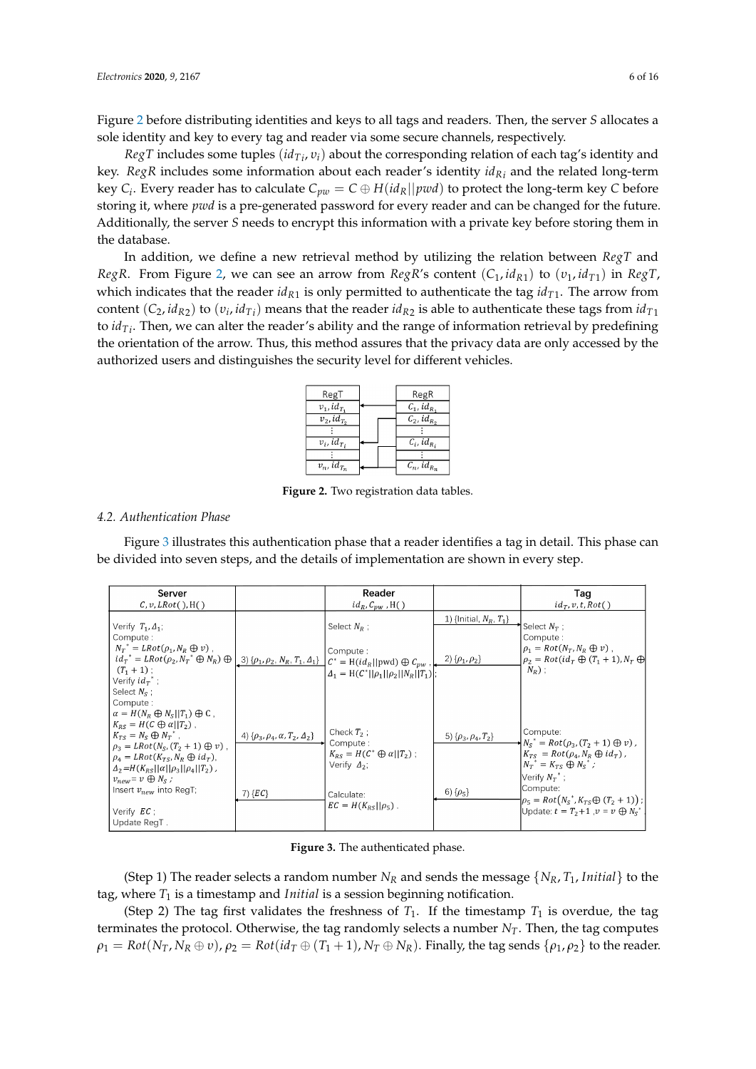Figure 2 before distributing identities and keys to all tags and readers. Then, the server $S$ allocates a sole identity and key to every tag and reader via some secure channels, respectively.

$RegT$ includes some tuples $(id_{Ti}, v_i)$ about the corresponding relation of each tag's identity and key. $RegR$ includes some information about each reader's identity $id_{Ri}$ and the related long-term key $C_i$. Every reader has to calculate $C_{pw} = C \oplus H(id_R||pwd)$ to protect the long-term key $C$ before storing it, where $pwd$ is a pre-generated password for every reader and can be changed for the future. Additionally, the server $S$ needs to encrypt this information with a private key before storing them in the database.

In addition, we define a new retrieval method by utilizing the relation between $RegT$ and $RegR$. From Figure 2, we can see an arrow from $RegR$'s content $(C_1, id_{R1})$ to $(v_1, id_{T1})$ in $RegT$, which indicates that the reader $id_{R1}$ is only permitted to authenticate the tag $id_{T1}$. The arrow from content $(C_2, id_{R2})$ to $(v_i, id_{Ti})$ means that the reader $id_{R2}$ is able to authenticate these tags from $id_{T1}$ to $id_{Ti}$. Then, we can alter the reader's ability and the range of information retrieval by predefining the orientation of the arrow. Thus, this method assures that the privacy data are only accessed by the authorized users and distinguishes the security level for different vehicles.

| RegT | RegR |
|---|---|
| $v_1, id_{T_1}$ | $C_1, id_{R_1}$ |
| $v_2, id_{T_2}$ | $C_2, id_{R_2}$ |
| $\vdots$ | $\vdots$ |
| $v_i, id_{T_i}$ | $C_i, id_{R_i}$ |
| $\vdots$ | $\vdots$ |
| $v_n, id_{T_n}$ | $C_n, id_{R_n}$ |

**Figure 2.** Two registration data tables.

### 4.2. Authentication Phase

Figure 3 illustrates this authentication phase that a reader identifies a tag in detail. This phase can be divided into seven steps, and the details of implementation are shown in every step.

| Server<br>$C, v, LRot(), H()$ | | Reader<br>$id_R, C_{pw}, H()$ | | Tag<br>$id_T, v, t, Rot()$ |
|---|---|---|---|---|
| | | Select $N_R$; | 1) $\{Initial, N_R, T_1\}$ ← | |
| Verify $T_1, \Delta_1$;<br>Compute:<br>$N_T^* = LRot(\rho_1, N_R \oplus v)$,<br>$id_T^* = LRot(\rho_2, N_T^* \oplus N_R) \oplus (T_1 + 1)$;<br>Verify $id_T^*$;<br>Select $N_S$;<br>Compute:<br>$\alpha = H(N_R \oplus N_S \| T_1) \oplus C$,<br>$K_{RS} = H(C \oplus \alpha \| T_2)$,<br>$K_{TS} = N_S \oplus N_T^*$,<br>$\rho_3 = LRot(N_S, (T_2 + 1) \oplus v)$,<br>$\rho_4 = LRot(K_{TS}, N_R \oplus id_T)$,<br>$\Delta_2 = H(K_{RS} \| \alpha \| \rho_3 \| \rho_4 \| T_2)$,<br>$v_{new} = v \oplus N_S$;<br>Insert $v_{new}$ into RegT; | ← 3) $\{\rho_1, \rho_2, N_R, T_1, \Delta_1\}$ | Compute:<br>$C^* = H(id_R \| pwd) \oplus C_{pw}$,<br>$\Delta_1 = H(C^* \| \rho_1 \| \rho_2 \| N_R \| T_1)$; | ← 2) $\{\rho_1, \rho_2\}$ | Select $N_T$;<br>Compute:<br>$\rho_1 = Rot(N_T, N_R \oplus v)$,<br>$\rho_2 = Rot(id_T \oplus (T_1 + 1), N_T \oplus N_R)$; |
| | 4) $\{\rho_3, \rho_4, \alpha, T_2, \Delta_2\}$ → | Check $T_2$;<br>Compute:<br>$K_{RS} = H(C^* \oplus \alpha \| T_2)$;<br>Verify $\Delta_2$; | 5) $\{\rho_3, \rho_4, T_2\}$ → | Compute:<br>$N_S^* = Rot(\rho_3, (T_2 + 1) \oplus v)$,<br>$K_{TS} = Rot(\rho_4, N_R \oplus id_T)$,<br>$N_T^* = K_{TS} \oplus N_S^*$;<br>Verify $N_T^*$;<br>Compute:<br>$\rho_5 = Rot(N_S^*, K_{TS} \oplus (T_2 + 1))$;<br>Update: $t = T_2 + 1$, $v = v \oplus N_S^*$ |
| Verify $EC$;<br>Update RegT. | ← 7) $\{EC\}$ | Calculate:<br>$EC = H(K_{RS} \| \rho_5)$. | ← 6) $\{\rho_5\}$ | |

**Figure 3.** The authenticated phase.

(Step 1) The reader selects a random number $N_R$ and sends the message $\{N_R, T_1, Initial\}$ to the tag, where $T_1$ is a timestamp and $Initial$ is a session beginning notification.

(Step 2) The tag first validates the freshness of $T_1$. If the timestamp $T_1$ is overdue, the tag terminates the protocol. Otherwise, the tag randomly selects a number $N_T$. Then, the tag computes $\rho_1 = Rot(N_T, N_R \oplus v)$, $\rho_2 = Rot(id_T \oplus (T_1 + 1), N_T \oplus N_R)$. Finally, the tag sends $\{\rho_1, \rho_2\}$ to the reader.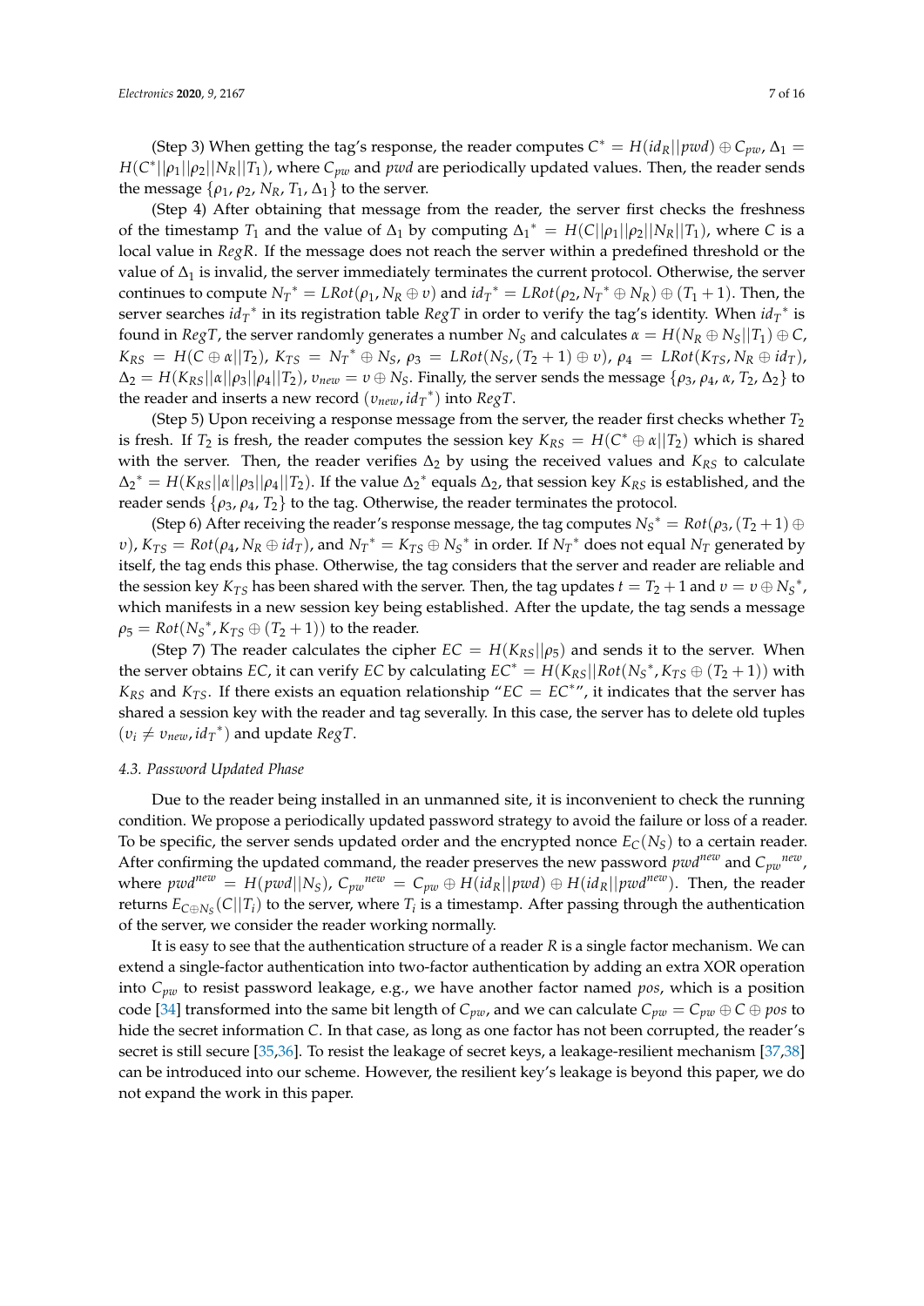(Step 3) When getting the tag's response, the reader computes $C^* = H(id_R||pwd) \oplus C_{pw}$, $\Delta_1 = H(C^*||\rho_1||\rho_2||N_R||T_1)$, where $C_{pw}$ and $pwd$ are periodically updated values. Then, the reader sends the message $\{\rho_1, \rho_2, N_R, T_1, \Delta_1\}$ to the server.

(Step 4) After obtaining that message from the reader, the server first checks the freshness of the timestamp $T_1$ and the value of $\Delta_1$ by computing $\Delta_1{}^* = H(C||\rho_1||\rho_2||N_R||T_1)$, where $C$ is a local value in $RegR$. If the message does not reach the server within a predefined threshold or the value of $\Delta_1$ is invalid, the server immediately terminates the current protocol. Otherwise, the server continues to compute $N_T{}^* = LRot(\rho_1, N_R \oplus v)$ and $id_T{}^* = LRot(\rho_2, N_T{}^* \oplus N_R) \oplus (T_1 + 1)$. Then, the server searches $id_T{}^*$ in its registration table $RegT$ in order to verify the tag's identity. When $id_T{}^*$ is found in $RegT$, the server randomly generates a number $N_S$ and calculates $\alpha = H(N_R \oplus N_S||T_1) \oplus C$, $K_{RS} = H(C \oplus \alpha||T_2)$, $K_{TS} = N_T{}^* \oplus N_S$, $\rho_3 = LRot(N_S, (T_2 + 1) \oplus v)$, $\rho_4 = LRot(K_{TS}, N_R \oplus id_T)$, $\Delta_2 = H(K_{RS}||\alpha||\rho_3||\rho_4||T_2)$, $v_{new} = v \oplus N_S$. Finally, the server sends the message $\{\rho_3, \rho_4, \alpha, T_2, \Delta_2\}$ to the reader and inserts a new record $(v_{new}, id_T{}^*)$ into $RegT$.

(Step 5) Upon receiving a response message from the server, the reader first checks whether $T_2$ is fresh. If $T_2$ is fresh, the reader computes the session key $K_{RS} = H(C^* \oplus \alpha||T_2)$ which is shared with the server. Then, the reader verifies $\Delta_2$ by using the received values and $K_{RS}$ to calculate $\Delta_2{}^* = H(K_{RS}||\alpha||\rho_3||\rho_4||T_2)$. If the value $\Delta_2{}^*$ equals $\Delta_2$, that session key $K_{RS}$ is established, and the reader sends $\{\rho_3, \rho_4, T_2\}$ to the tag. Otherwise, the reader terminates the protocol.

(Step 6) After receiving the reader's response message, the tag computes $N_S{}^* = Rot(\rho_3, (T_2 + 1) \oplus v)$, $K_{TS} = Rot(\rho_4, N_R \oplus id_T)$, and $N_T{}^* = K_{TS} \oplus N_S{}^*$ in order. If $N_T{}^*$ does not equal $N_T$ generated by itself, the tag ends this phase. Otherwise, the tag considers that the server and reader are reliable and the session key $K_{TS}$ has been shared with the server. Then, the tag updates $t = T_2 + 1$ and $v = v \oplus N_S{}^*$, which manifests in a new session key being established. After the update, the tag sends a message $\rho_5 = Rot(N_S{}^*, K_{TS} \oplus (T_2 + 1))$ to the reader.

(Step 7) The reader calculates the cipher $EC = H(K_{RS}||\rho_5)$ and sends it to the server. When the server obtains $EC$, it can verify $EC$ by calculating $EC^* = H(K_{RS}||Rot(N_S{}^*, K_{TS} \oplus (T_2 + 1))$ with $K_{RS}$ and $K_{TS}$. If there exists an equation relationship "$EC = EC^*$", it indicates that the server has shared a session key with the reader and tag severally. In this case, the server has to delete old tuples $(v_i \neq v_{new}, id_T{}^*)$ and update $RegT$.

### 4.3. Password Updated Phase

Due to the reader being installed in an unmanned site, it is inconvenient to check the running condition. We propose a periodically updated password strategy to avoid the failure or loss of a reader. To be specific, the server sends updated order and the encrypted nonce $E_C(N_S)$ to a certain reader. After confirming the updated command, the reader preserves the new password $pwd^{new}$ and $C_{pw}{}^{new}$, where $pwd^{new} = H(pwd||N_S)$, $C_{pw}{}^{new} = C_{pw} \oplus H(id_R||pwd) \oplus H(id_R||pwd^{new})$. Then, the reader returns $E_{C \oplus N_S}(C||T_i)$ to the server, where $T_i$ is a timestamp. After passing through the authentication of the server, we consider the reader working normally.

It is easy to see that the authentication structure of a reader $R$ is a single factor mechanism. We can extend a single-factor authentication into two-factor authentication by adding an extra XOR operation into $C_{pw}$ to resist password leakage, e.g., we have another factor named $pos$, which is a position code [34] transformed into the same bit length of $C_{pw}$, and we can calculate $C_{pw} = C_{pw} \oplus C \oplus pos$ to hide the secret information $C$. In that case, as long as one factor has not been corrupted, the reader's secret is still secure [35,36]. To resist the leakage of secret keys, a leakage-resilient mechanism [37,38] can be introduced into our scheme. However, the resilient key's leakage is beyond this paper, we do not expand the work in this paper.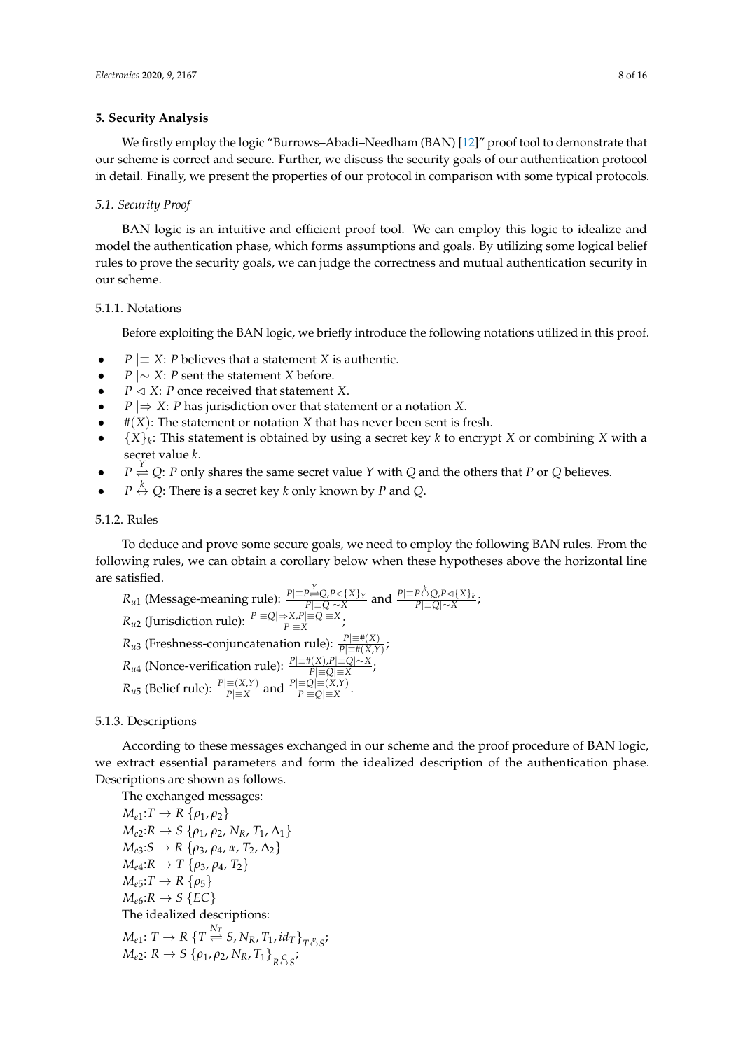## 5. Security Analysis

We firstly employ the logic "Burrows–Abadi–Needham (BAN) [12]" proof tool to demonstrate that our scheme is correct and secure. Further, we discuss the security goals of our authentication protocol in detail. Finally, we present the properties of our protocol in comparison with some typical protocols.

### 5.1. Security Proof

BAN logic is an intuitive and efficient proof tool. We can employ this logic to idealize and model the authentication phase, which forms assumptions and goals. By utilizing some logical belief rules to prove the security goals, we can judge the correctness and mutual authentication security in our scheme.

#### 5.1.1. Notations

Before exploiting the BAN logic, we briefly introduce the following notations utilized in this proof.

- $P \mid\equiv X$: $P$ believes that a statement $X$ is authentic.
- $P \mid\sim X$: $P$ sent the statement $X$ before.
- $P \lhd X$: $P$ once received that statement $X$.
- $P \mid\Rightarrow X$: $P$ has jurisdiction over that statement or a notation $X$.
- $\#(X)$: The statement or notation $X$ that has never been sent is fresh.
- $\{X\}_k$: This statement is obtained by using a secret key $k$ to encrypt $X$ or combining $X$ with a secret value $k$.
- $P \overset{Y}{\rightleftharpoons} Q$: $P$ only shares the same secret value $Y$ with $Q$ and the others that $P$ or $Q$ believes.
- $P \overset{k}{\leftrightarrow} Q$: There is a secret key $k$ only known by $P$ and $Q$.

#### 5.1.2. Rules

To deduce and prove some secure goals, we need to employ the following BAN rules. From the following rules, we can obtain a corollary below when these hypotheses above the horizontal line are satisfied.

$R_{u1}$ (Message-meaning rule): $\frac{P|\equiv P\overset{Y}{\rightleftharpoons}Q, P\lhd\{X\}_Y}{P|\equiv Q|\sim X}$ and $\frac{P|\equiv P\overset{k}{\leftrightarrow}Q, P\lhd\{X\}_k}{P|\equiv Q|\sim X}$;

$R_{u2}$ (Jurisdiction rule): $\frac{P|\equiv Q|\Rightarrow X, P|\equiv Q|\equiv X}{P|\equiv X}$;

$R_{u3}$ (Freshness-conjuncatenation rule): $\frac{P|\equiv\#(X)}{P|\equiv\#(X,Y)}$;

$R_{u4}$ (Nonce-verification rule): $\frac{P|\equiv\#(X), P|\equiv Q|\sim X}{P|\equiv Q|\equiv X}$;

$R_{u5}$ (Belief rule): $\frac{P|\equiv(X,Y)}{P|\equiv X}$ and $\frac{P|\equiv Q|\equiv(X,Y)}{P|\equiv Q|\equiv X}$.

#### 5.1.3. Descriptions

According to these messages exchanged in our scheme and the proof procedure of BAN logic, we extract essential parameters and form the idealized description of the authentication phase. Descriptions are shown as follows.

The exchanged messages:

$M_{e1}$: $T \rightarrow R$ $\{\rho_1, \rho_2\}$

$M_{e2}$: $R \rightarrow S$ $\{\rho_1, \rho_2, N_R, T_1, \Delta_1\}$

$M_{e3}$: $S \rightarrow R$ $\{\rho_3, \rho_4, \alpha, T_2, \Delta_2\}$

$M_{e4}$: $R \rightarrow T$ $\{\rho_3, \rho_4, T_2\}$

$M_{e5}$: $T \rightarrow R$ $\{\rho_5\}$

$M_{e6}$: $R \rightarrow S$ $\{EC\}$

The idealized descriptions:

$M_{e1}$: $T \rightarrow R$ $\{T \overset{N_T}{\rightleftharpoons} S, N_R, T_1, id_T\}_{T \overset{v}{\leftrightarrow} S}$;

$M_{e2}$: $R \rightarrow S$ $\{\rho_1, \rho_2, N_R, T_1\}_{R \overset{C}{\leftrightarrow} S}$;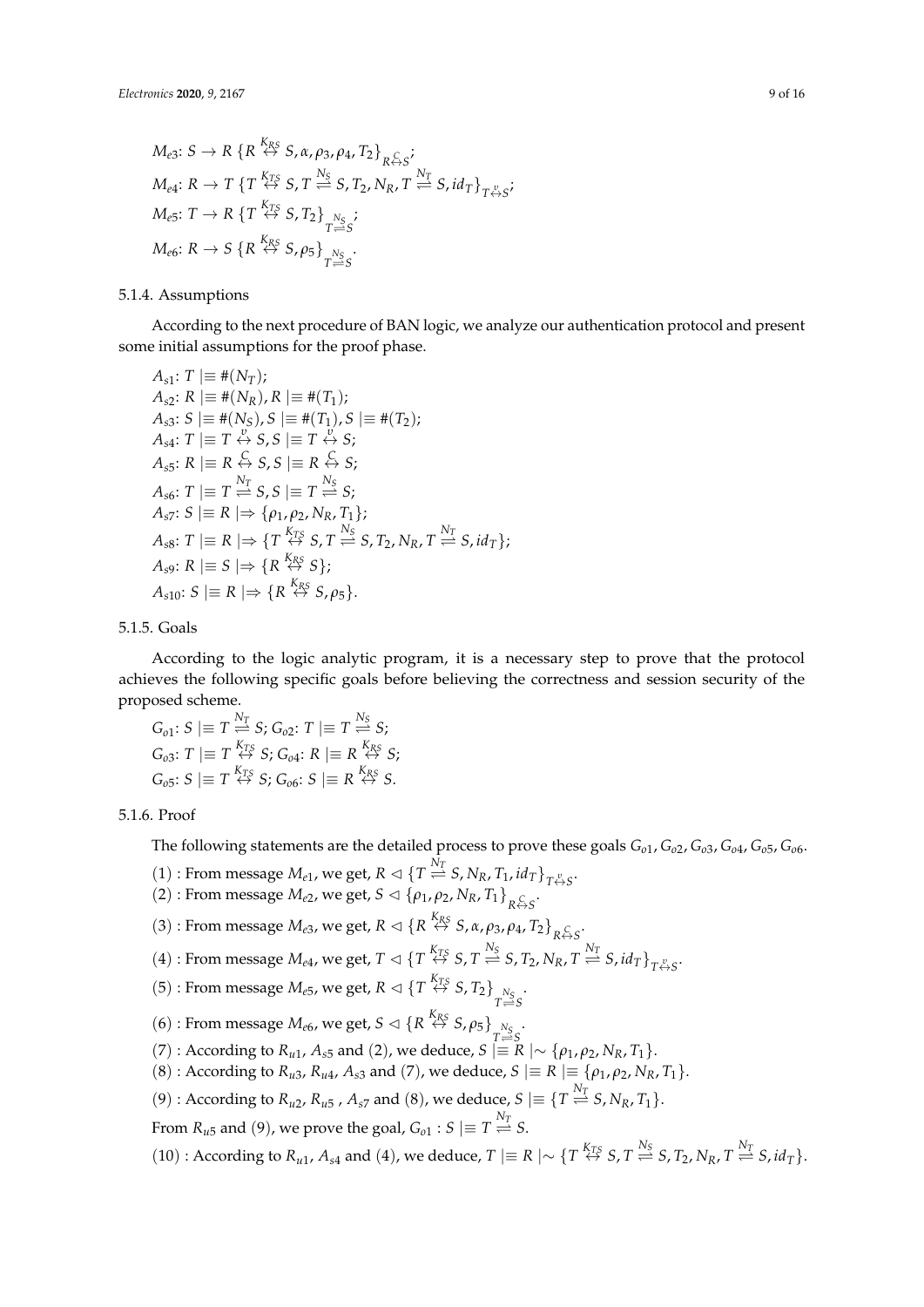$M_{e3}$: $S \to R\ \{R \overset{K_{RS}}{\leftrightarrow} S, \alpha, \rho_3, \rho_4, T_2\}_{R \overset{C}{\leftrightarrow} S}$;

$M_{e4}$: $R \to T\ \{T \overset{K_{TS}}{\leftrightarrow} S, T \overset{N_S}{\rightleftharpoons} S, T_2, N_R, T \overset{N_T}{\rightleftharpoons} S, id_T\}_{T \overset{v}{\leftrightarrow} S}$;

$M_{e5}$: $T \to R\ \{T \overset{K_{TS}}{\leftrightarrow} S, T_2\}_{T \overset{N_S}{\rightleftharpoons} S}$;

$M_{e6}$: $R \to S\ \{R \overset{K_{RS}}{\leftrightarrow} S, \rho_5\}_{T \overset{N_S}{\rightleftharpoons} S}$.

5.1.4. Assumptions

According to the next procedure of BAN logic, we analyze our authentication protocol and present some initial assumptions for the proof phase.

$A_{s1}$: $T \mid\equiv \#(N_T)$;
$A_{s2}$: $R \mid\equiv \#(N_R), R \mid\equiv \#(T_1)$;
$A_{s3}$: $S \mid\equiv \#(N_S), S \mid\equiv \#(T_1), S \mid\equiv \#(T_2)$;
$A_{s4}$: $T \mid\equiv T \overset{v}{\leftrightarrow} S, S \mid\equiv T \overset{v}{\leftrightarrow} S$;
$A_{s5}$: $R \mid\equiv R \overset{C}{\leftrightarrow} S, S \mid\equiv R \overset{C}{\leftrightarrow} S$;
$A_{s6}$: $T \mid\equiv T \overset{N_T}{\rightleftharpoons} S, S \mid\equiv T \overset{N_S}{\rightleftharpoons} S$;
$A_{s7}$: $S \mid\equiv R \mid\Rightarrow \{\rho_1, \rho_2, N_R, T_1\}$;
$A_{s8}$: $T \mid\equiv R \mid\Rightarrow \{T \overset{K_{TS}}{\leftrightarrow} S, T \overset{N_S}{\rightleftharpoons} S, T_2, N_R, T \overset{N_T}{\rightleftharpoons} S, id_T\}$;
$A_{s9}$: $R \mid\equiv S \mid\Rightarrow \{R \overset{K_{RS}}{\leftrightarrow} S\}$;
$A_{s10}$: $S \mid\equiv R \mid\Rightarrow \{R \overset{K_{RS}}{\leftrightarrow} S, \rho_5\}$.

5.1.5. Goals

According to the logic analytic program, it is a necessary step to prove that the protocol achieves the following specific goals before believing the correctness and session security of the proposed scheme.

$G_{o1}$: $S \mid\equiv T \overset{N_T}{\rightleftharpoons} S$; $G_{o2}$: $T \mid\equiv T \overset{N_S}{\rightleftharpoons} S$;
$G_{o3}$: $T \mid\equiv T \overset{K_{TS}}{\leftrightarrow} S$; $G_{o4}$: $R \mid\equiv R \overset{K_{RS}}{\leftrightarrow} S$;
$G_{o5}$: $S \mid\equiv T \overset{K_{TS}}{\leftrightarrow} S$; $G_{o6}$: $S \mid\equiv R \overset{K_{RS}}{\leftrightarrow} S$.

5.1.6. Proof

The following statements are the detailed process to prove these goals $G_{o1}, G_{o2}, G_{o3}, G_{o4}, G_{o5}, G_{o6}$.

(1) : From message $M_{e1}$, we get, $R \lhd \{T \overset{N_T}{\rightleftharpoons} S, N_R, T_1, id_T\}_{T \overset{v}{\leftrightarrow} S}$.
(2) : From message $M_{e2}$, we get, $S \lhd \{\rho_1, \rho_2, N_R, T_1\}_{R \overset{C}{\leftrightarrow} S}$.
(3) : From message $M_{e3}$, we get, $R \lhd \{R \overset{K_{RS}}{\leftrightarrow} S, \alpha, \rho_3, \rho_4, T_2\}_{R \overset{C}{\leftrightarrow} S}$.
(4) : From message $M_{e4}$, we get, $T \lhd \{T \overset{K_{TS}}{\leftrightarrow} S, T \overset{N_S}{\rightleftharpoons} S, T_2, N_R, T \overset{N_T}{\rightleftharpoons} S, id_T\}_{T \overset{v}{\leftrightarrow} S}$.
(5) : From message $M_{e5}$, we get, $R \lhd \{T \overset{K_{TS}}{\leftrightarrow} S, T_2\}_{T \overset{N_S}{\rightleftharpoons} S}$.
(6) : From message $M_{e6}$, we get, $S \lhd \{R \overset{K_{RS}}{\leftrightarrow} S, \rho_5\}_{T \overset{N_S}{\rightleftharpoons} S}$.
(7) : According to $R_{u1}$, $A_{s5}$ and (2), we deduce, $S \mid\equiv R \mid\sim \{\rho_1, \rho_2, N_R, T_1\}$.
(8) : According to $R_{u3}$, $R_{u4}$, $A_{s3}$ and (7), we deduce, $S \mid\equiv R \mid\equiv \{\rho_1, \rho_2, N_R, T_1\}$.
(9) : According to $R_{u2}$, $R_{u5}$ , $A_{s7}$ and (8), we deduce, $S \mid\equiv \{T \overset{N_T}{\rightleftharpoons} S, N_R, T_1\}$.
From $R_{u5}$ and (9), we prove the goal, $G_{o1} : S \mid\equiv T \overset{N_T}{\rightleftharpoons} S$.
(10) : According to $R_{u1}$, $A_{s4}$ and (4), we deduce, $T \mid\equiv R \mid\sim \{T \overset{K_{TS}}{\leftrightarrow} S, T \overset{N_S}{\rightleftharpoons} S, T_2, N_R, T \overset{N_T}{\rightleftharpoons} S, id_T\}$.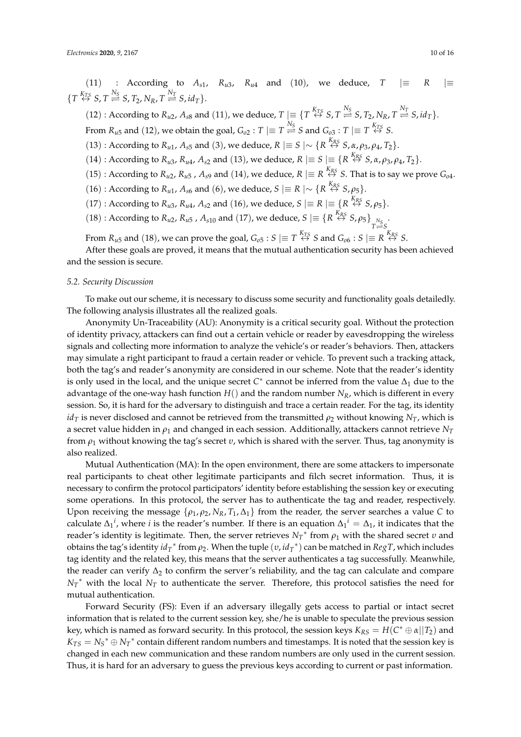(11) : According to $A_{s1}$, $R_{u3}$, $R_{u4}$ and (10), we deduce, $T \mid\equiv R \mid\equiv \{T \overset{K_{TS}}{\leftrightarrow} S, T \overset{N_S}{\rightleftharpoons} S, T_2, N_R, T \overset{N_T}{\rightleftharpoons} S, id_T\}$.

(12) : According to $R_{u2}$, $A_{s8}$ and (11), we deduce, $T \mid\equiv \{T \overset{K_{TS}}{\leftrightarrow} S, T \overset{N_S}{\rightleftharpoons} S, T_2, N_R, T \overset{N_T}{\rightleftharpoons} S, id_T\}$.

From $R_{u5}$ and (12), we obtain the goal, $G_{o2} : T \mid\equiv T \overset{N_S}{\rightleftharpoons} S$ and $G_{o3} : T \mid\equiv T \overset{K_{TS}}{\leftrightarrow} S$.

(13) : According to $R_{u1}$, $A_{s5}$ and (3), we deduce, $R \mid\equiv S \mid\sim \{R \overset{K_{RS}}{\leftrightarrow} S, \alpha, \rho_3, \rho_4, T_2\}$.

(14) : According to $R_{u3}$, $R_{u4}$, $A_{s2}$ and (13), we deduce, $R \mid\equiv S \mid\equiv \{R \overset{K_{RS}}{\leftrightarrow} S, \alpha, \rho_3, \rho_4, T_2\}$.

(15) : According to $R_{u2}$, $R_{u5}$ , $A_{s9}$ and (14), we deduce, $R \mid\equiv R \overset{K_{RS}}{\leftrightarrow} S$. That is to say we prove $G_{o4}$.

(16) : According to $R_{u1}$, $A_{s6}$ and (6), we deduce, $S \mid\equiv R \mid\sim \{R \overset{K_{RS}}{\leftrightarrow} S, \rho_5\}$.

(17) : According to $R_{u3}$, $R_{u4}$, $A_{s2}$ and (16), we deduce, $S \mid\equiv R \mid\equiv \{R \overset{K_{RS}}{\leftrightarrow} S, \rho_5\}$.

(18) : According to $R_{u2}$, $R_{u5}$ , $A_{s10}$ and (17), we deduce, $S \mid\equiv \{R \overset{K_{RS}}{\leftrightarrow} S, \rho_5\}_{T \overset{N_S}{\rightleftharpoons} S}$.

From $R_{u5}$ and (18), we can prove the goal, $G_{o5} : S \mid\equiv T \overset{K_{TS}}{\leftrightarrow} S$ and $G_{o6} : S \mid\equiv R \overset{K_{RS}}{\leftrightarrow} S$.

After these goals are proved, it means that the mutual authentication security has been achieved and the session is secure.

### *5.2. Security Discussion*

To make out our scheme, it is necessary to discuss some security and functionality goals detailedly. The following analysis illustrates all the realized goals.

Anonymity Un-Traceability (AU): Anonymity is a critical security goal. Without the protection of identity privacy, attackers can find out a certain vehicle or reader by eavesdropping the wireless signals and collecting more information to analyze the vehicle's or reader's behaviors. Then, attackers may simulate a right participant to fraud a certain reader or vehicle. To prevent such a tracking attack, both the tag's and reader's anonymity are considered in our scheme. Note that the reader's identity is only used in the local, and the unique secret $C^*$ cannot be inferred from the value $\Delta_1$ due to the advantage of the one-way hash function $H()$ and the random number $N_R$, which is different in every session. So, it is hard for the adversary to distinguish and trace a certain reader. For the tag, its identity $id_T$ is never disclosed and cannot be retrieved from the transmitted $\rho_2$ without knowing $N_T$, which is a secret value hidden in $\rho_1$ and changed in each session. Additionally, attackers cannot retrieve $N_T$ from $\rho_1$ without knowing the tag's secret $v$, which is shared with the server. Thus, tag anonymity is also realized.

Mutual Authentication (MA): In the open environment, there are some attackers to impersonate real participants to cheat other legitimate participants and filch secret information. Thus, it is necessary to confirm the protocol participators' identity before establishing the session key or executing some operations. In this protocol, the server has to authenticate the tag and reader, respectively. Upon receiving the message $\{\rho_1, \rho_2, N_R, T_1, \Delta_1\}$ from the reader, the server searches a value $C$ to calculate ${\Delta_1}^i$, where $i$ is the reader's number. If there is an equation ${\Delta_1}^i = \Delta_1$, it indicates that the reader's identity is legitimate. Then, the server retrieves ${N_T}^*$ from $\rho_1$ with the shared secret $v$ and obtains the tag's identity ${id_T}^*$ from $\rho_2$. When the tuple $(v, {id_T}^*)$ can be matched in $RegT$, which includes tag identity and the related key, this means that the server authenticates a tag successfully. Meanwhile, the reader can verify $\Delta_2$ to confirm the server's reliability, and the tag can calculate and compare ${N_T}^*$ with the local $N_T$ to authenticate the server. Therefore, this protocol satisfies the need for mutual authentication.

Forward Security (FS): Even if an adversary illegally gets access to partial or intact secret information that is related to the current session key, she/he is unable to speculate the previous session key, which is named as forward security. In this protocol, the session keys $K_{RS} = H(C^* \oplus \alpha || T_2)$ and $K_{TS} = {N_S}^* \oplus {N_T}^*$ contain different random numbers and timestamps. It is noted that the session key is changed in each new communication and these random numbers are only used in the current session. Thus, it is hard for an adversary to guess the previous keys according to current or past information.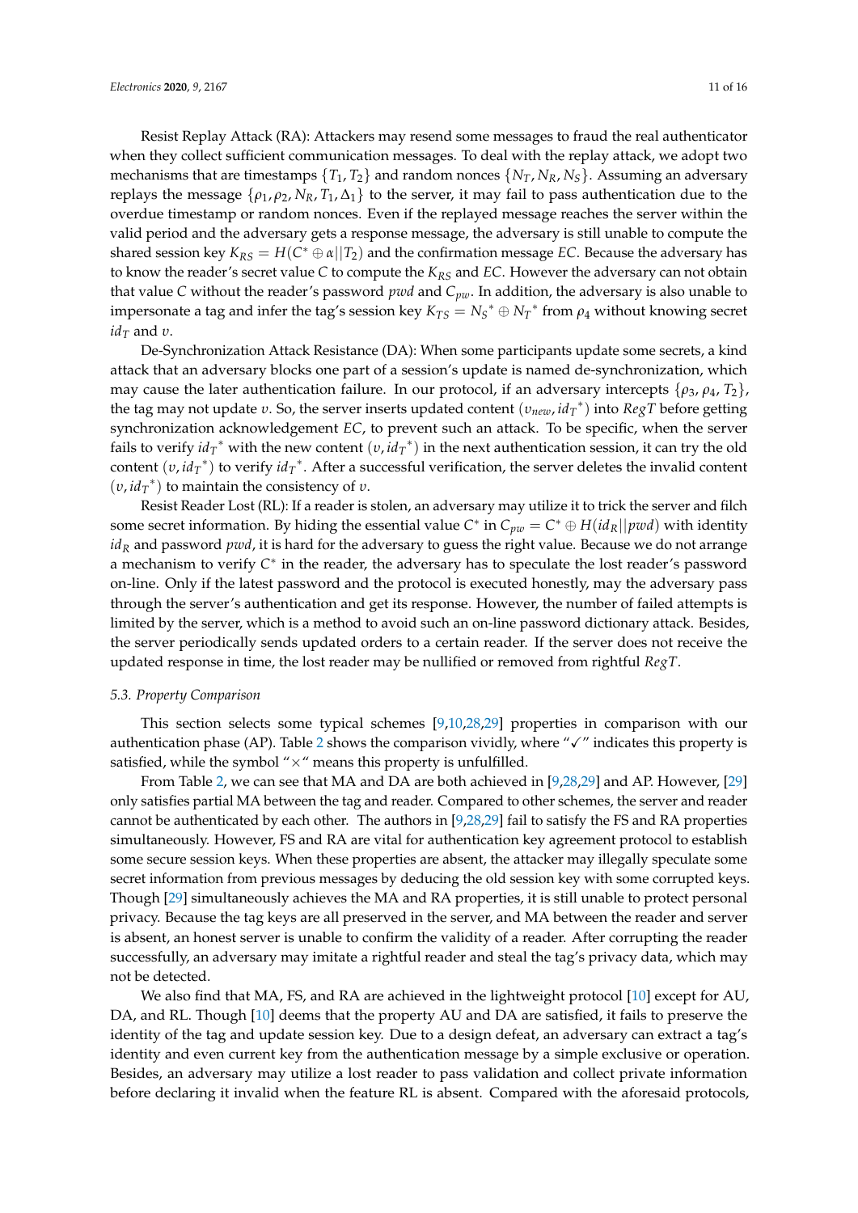Resist Replay Attack (RA): Attackers may resend some messages to fraud the real authenticator when they collect sufficient communication messages. To deal with the replay attack, we adopt two mechanisms that are timestamps $\{T_1, T_2\}$ and random nonces $\{N_T, N_R, N_S\}$. Assuming an adversary replays the message $\{\rho_1, \rho_2, N_R, T_1, \Delta_1\}$ to the server, it may fail to pass authentication due to the overdue timestamp or random nonces. Even if the replayed message reaches the server within the valid period and the adversary gets a response message, the adversary is still unable to compute the shared session key $K_{RS} = H(C^* \oplus \alpha || T_2)$ and the confirmation message $EC$. Because the adversary has to know the reader's secret value $C$ to compute the $K_{RS}$ and $EC$. However the adversary can not obtain that value $C$ without the reader's password $pwd$ and $C_{pw}$. In addition, the adversary is also unable to impersonate a tag and infer the tag's session key $K_{TS} = N_S{}^* \oplus N_T{}^*$ from $\rho_4$ without knowing secret $id_T$ and $v$.

De-Synchronization Attack Resistance (DA): When some participants update some secrets, a kind attack that an adversary blocks one part of a session's update is named de-synchronization, which may cause the later authentication failure. In our protocol, if an adversary intercepts $\{\rho_3, \rho_4, T_2\}$, the tag may not update $v$. So, the server inserts updated content $(v_{new}, id_T{}^*)$ into $RegT$ before getting synchronization acknowledgement $EC$, to prevent such an attack. To be specific, when the server fails to verify $id_T{}^*$ with the new content $(v, id_T{}^*)$ in the next authentication session, it can try the old content $(v, id_T{}^*)$ to verify $id_T{}^*$. After a successful verification, the server deletes the invalid content $(v, id_T{}^*)$ to maintain the consistency of $v$.

Resist Reader Lost (RL): If a reader is stolen, an adversary may utilize it to trick the server and filch some secret information. By hiding the essential value $C^*$ in $C_{pw} = C^* \oplus H(id_R || pwd)$ with identity $id_R$ and password $pwd$, it is hard for the adversary to guess the right value. Because we do not arrange a mechanism to verify $C^*$ in the reader, the adversary has to speculate the lost reader's password on-line. Only if the latest password and the protocol is executed honestly, may the adversary pass through the server's authentication and get its response. However, the number of failed attempts is limited by the server, which is a method to avoid such an on-line password dictionary attack. Besides, the server periodically sends updated orders to a certain reader. If the server does not receive the updated response in time, the lost reader may be nullified or removed from rightful $RegT$.

### 5.3. Property Comparison

This section selects some typical schemes [9,10,28,29] properties in comparison with our authentication phase (AP). Table 2 shows the comparison vividly, where "✓" indicates this property is satisfied, while the symbol "×" means this property is unfulfilled.

From Table 2, we can see that MA and DA are both achieved in [9,28,29] and AP. However, [29] only satisfies partial MA between the tag and reader. Compared to other schemes, the server and reader cannot be authenticated by each other. The authors in [9,28,29] fail to satisfy the FS and RA properties simultaneously. However, FS and RA are vital for authentication key agreement protocol to establish some secure session keys. When these properties are absent, the attacker may illegally speculate some secret information from previous messages by deducing the old session key with some corrupted keys. Though [29] simultaneously achieves the MA and RA properties, it is still unable to protect personal privacy. Because the tag keys are all preserved in the server, and MA between the reader and server is absent, an honest server is unable to confirm the validity of a reader. After corrupting the reader successfully, an adversary may imitate a rightful reader and steal the tag's privacy data, which may not be detected.

We also find that MA, FS, and RA are achieved in the lightweight protocol [10] except for AU, DA, and RL. Though [10] deems that the property AU and DA are satisfied, it fails to preserve the identity of the tag and update session key. Due to a design defeat, an adversary can extract a tag's identity and even current key from the authentication message by a simple exclusive or operation. Besides, an adversary may utilize a lost reader to pass validation and collect private information before declaring it invalid when the feature RL is absent. Compared with the aforesaid protocols,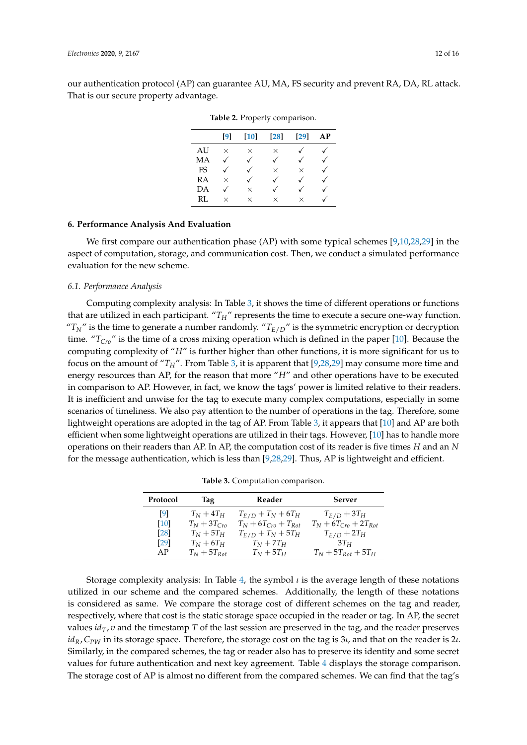our authentication protocol (AP) can guarantee AU, MA, FS security and prevent RA, DA, RL attack. That is our secure property advantage.

**Table 2.** Property comparison.

| | [9] | [10] | [28] | [29] | AP |
|---|---|---|---|---|---|
| AU | × | × | × | ✓ | ✓ |
| MA | ✓ | ✓ | ✓ | ✓ | ✓ |
| FS | ✓ | ✓ | × | × | ✓ |
| RA | × | ✓ | ✓ | ✓ | ✓ |
| DA | ✓ | × | ✓ | ✓ | ✓ |
| RL | × | × | × | × | ✓ |

## 6. Performance Analysis And Evaluation

We first compare our authentication phase (AP) with some typical schemes [9,10,28,29] in the aspect of computation, storage, and communication cost. Then, we conduct a simulated performance evaluation for the new scheme.

### 6.1. Performance Analysis

Computing complexity analysis: In Table 3, it shows the time of different operations or functions that are utilized in each participant. "$T_H$" represents the time to execute a secure one-way function. "$T_N$" is the time to generate a number randomly. "$T_{E/D}$" is the symmetric encryption or decryption time. "$T_{Cro}$" is the time of a cross mixing operation which is defined in the paper [10]. Because the computing complexity of "$H$" is further higher than other functions, it is more significant for us to focus on the amount of "$T_H$". From Table 3, it is apparent that [9,28,29] may consume more time and energy resources than AP, for the reason that more "$H$" and other operations have to be executed in comparison to AP. However, in fact, we know the tags' power is limited relative to their readers. It is inefficient and unwise for the tag to execute many complex computations, especially in some scenarios of timeliness. We also pay attention to the number of operations in the tag. Therefore, some lightweight operations are adopted in the tag of AP. From Table 3, it appears that [10] and AP are both efficient when some lightweight operations are utilized in their tags. However, [10] has to handle more operations on their readers than AP. In AP, the computation cost of its reader is five times $H$ and an $N$ for the message authentication, which is less than [9,28,29]. Thus, AP is lightweight and efficient.

**Table 3.** Computation comparison.

| Protocol | Tag | Reader | Server |
|---|---|---|---|
| [9] | $T_N + 4T_H$ | $T_{E/D} + T_N + 6T_H$ | $T_{E/D} + 3T_H$ |
| [10] | $T_N + 3T_{Cro}$ | $T_N + 6T_{Cro} + T_{Rot}$ | $T_N + 6T_{Cro} + 2T_{Rot}$ |
| [28] | $T_N + 5T_H$ | $T_{E/D} + T_N + 5T_H$ | $T_{E/D} + 2T_H$ |
| [29] | $T_N + 6T_H$ | $T_N + 7T_H$ | $3T_H$ |
| AP | $T_N + 5T_{Rot}$ | $T_N + 5T_H$ | $T_N + 5T_{Rot} + 5T_H$ |

Storage complexity analysis: In Table 4, the symbol $\iota$ is the average length of these notations utilized in our scheme and the compared schemes. Additionally, the length of these notations is considered as same. We compare the storage cost of different schemes on the tag and reader, respectively, where that cost is the static storage space occupied in the reader or tag. In AP, the secret values $id_T, v$ and the timestamp $T$ of the last session are preserved in the tag, and the reader preserves $id_R, C_{PW}$ in its storage space. Therefore, the storage cost on the tag is $3\iota$, and that on the reader is $2\iota$. Similarly, in the compared schemes, the tag or reader also has to preserve its identity and some secret values for future authentication and next key agreement. Table 4 displays the storage comparison. The storage cost of AP is almost no different from the compared schemes. We can find that the tag's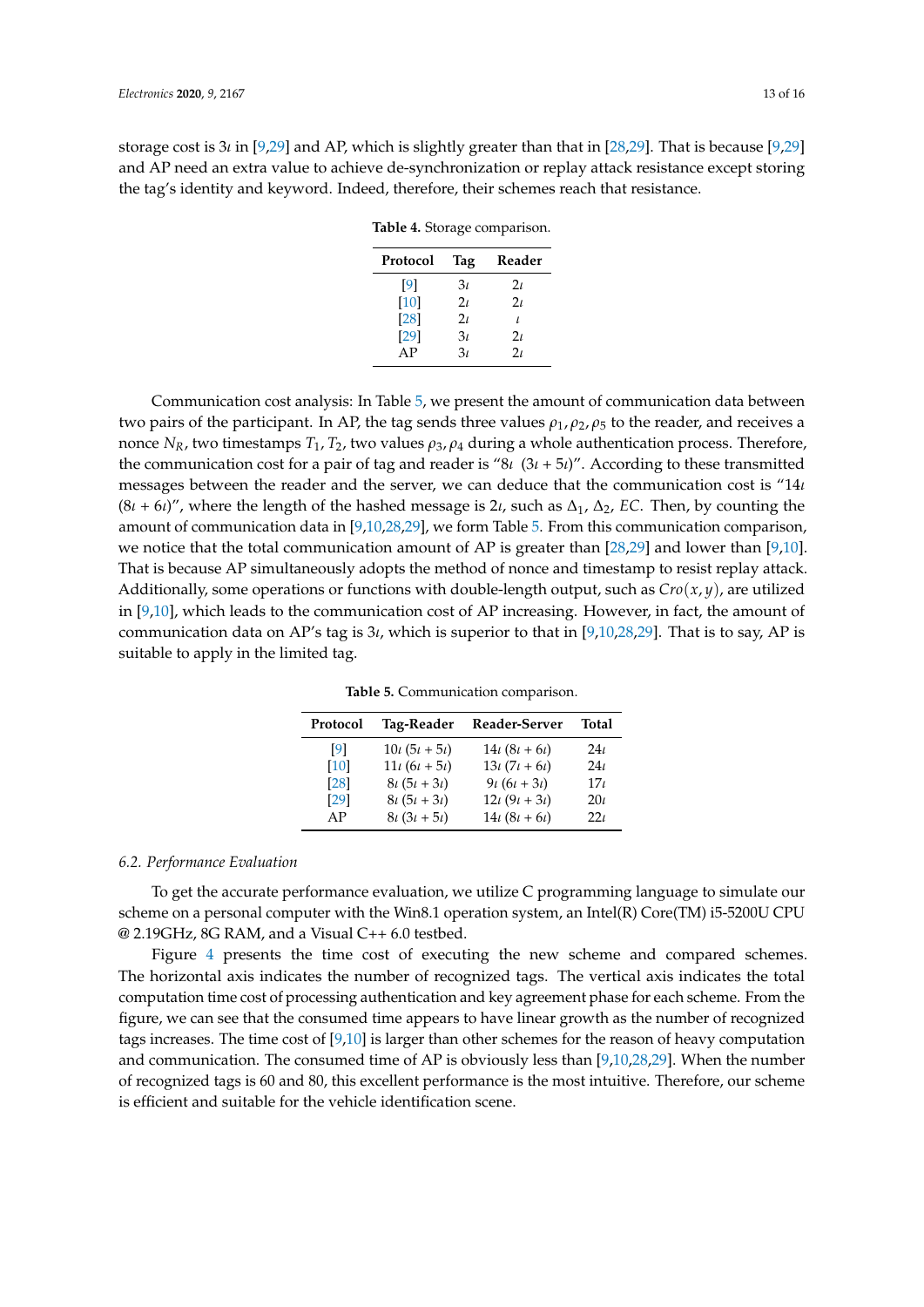storage cost is $3\iota$ in [9,29] and AP, which is slightly greater than that in [28,29]. That is because [9,29] and AP need an extra value to achieve de-synchronization or replay attack resistance except storing the tag's identity and keyword. Indeed, therefore, their schemes reach that resistance.

**Table 4.** Storage comparison.

| Protocol | Tag | Reader |
|---|---|---|
| [9] | $3\iota$ | $2\iota$ |
| [10] | $2\iota$ | $2\iota$ |
| [28] | $2\iota$ | $\iota$ |
| [29] | $3\iota$ | $2\iota$ |
| AP | $3\iota$ | $2\iota$ |

Communication cost analysis: In Table 5, we present the amount of communication data between two pairs of the participant. In AP, the tag sends three values $\rho_1, \rho_2, \rho_5$ to the reader, and receives a nonce $N_R$, two timestamps $T_1, T_2$, two values $\rho_3, \rho_4$ during a whole authentication process. Therefore, the communication cost for a pair of tag and reader is "$8\iota$ $(3\iota + 5\iota)$". According to these transmitted messages between the reader and the server, we can deduce that the communication cost is "$14\iota$ $(8\iota + 6\iota)$", where the length of the hashed message is $2\iota$, such as $\Delta_1$, $\Delta_2$, $EC$. Then, by counting the amount of communication data in [9,10,28,29], we form Table 5. From this communication comparison, we notice that the total communication amount of AP is greater than [28,29] and lower than [9,10]. That is because AP simultaneously adopts the method of nonce and timestamp to resist replay attack. Additionally, some operations or functions with double-length output, such as $Cro(x, y)$, are utilized in [9,10], which leads to the communication cost of AP increasing. However, in fact, the amount of communication data on AP's tag is $3\iota$, which is superior to that in [9,10,28,29]. That is to say, AP is suitable to apply in the limited tag.

**Table 5.** Communication comparison.

| Protocol | Tag-Reader | Reader-Server | Total |
|---|---|---|---|
| [9] | $10\iota$ $(5\iota + 5\iota)$ | $14\iota$ $(8\iota + 6\iota)$ | $24\iota$ |
| [10] | $11\iota$ $(6\iota + 5\iota)$ | $13\iota$ $(7\iota + 6\iota)$ | $24\iota$ |
| [28] | $8\iota$ $(5\iota + 3\iota)$ | $9\iota$ $(6\iota + 3\iota)$ | $17\iota$ |
| [29] | $8\iota$ $(5\iota + 3\iota)$ | $12\iota$ $(9\iota + 3\iota)$ | $20\iota$ |
| AP | $8\iota$ $(3\iota + 5\iota)$ | $14\iota$ $(8\iota + 6\iota)$ | $22\iota$ |

### 6.2. Performance Evaluation

To get the accurate performance evaluation, we utilize C programming language to simulate our scheme on a personal computer with the Win8.1 operation system, an Intel(R) Core(TM) i5-5200U CPU @ 2.19GHz, 8G RAM, and a Visual C++ 6.0 testbed.

Figure 4 presents the time cost of executing the new scheme and compared schemes. The horizontal axis indicates the number of recognized tags. The vertical axis indicates the total computation time cost of processing authentication and key agreement phase for each scheme. From the figure, we can see that the consumed time appears to have linear growth as the number of recognized tags increases. The time cost of [9,10] is larger than other schemes for the reason of heavy computation and communication. The consumed time of AP is obviously less than [9,10,28,29]. When the number of recognized tags is 60 and 80, this excellent performance is the most intuitive. Therefore, our scheme is efficient and suitable for the vehicle identification scene.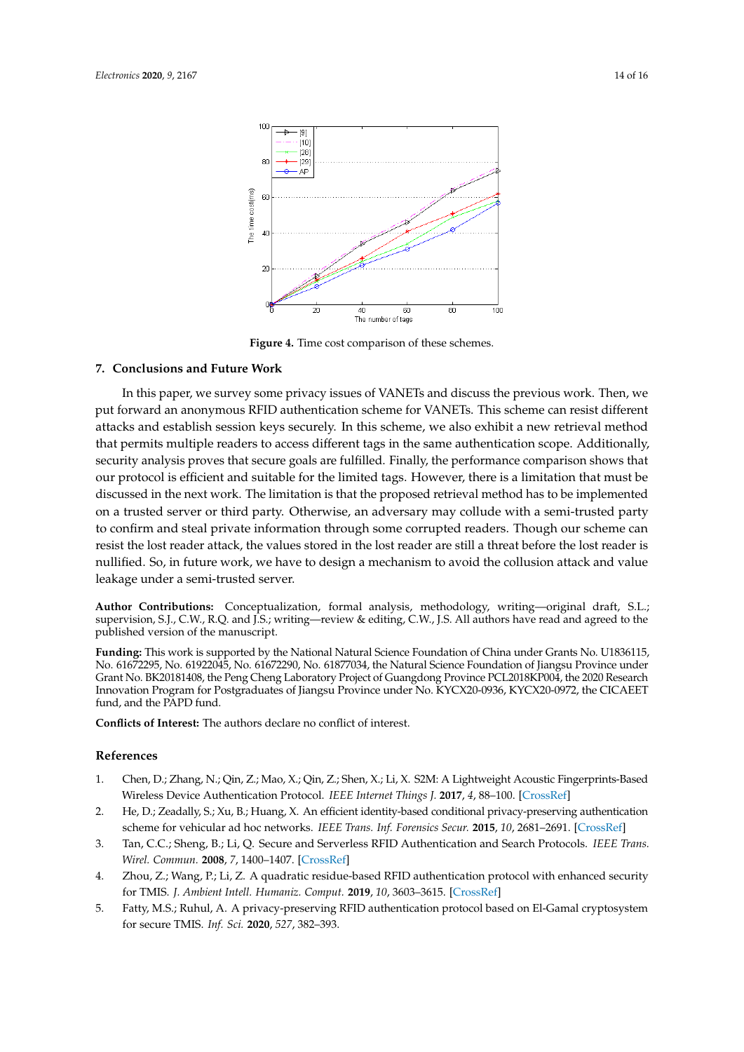Figure 4. Time cost comparison of these schemes.

## 7. Conclusions and Future Work

In this paper, we survey some privacy issues of VANETs and discuss the previous work. Then, we put forward an anonymous RFID authentication scheme for VANETs. This scheme can resist different attacks and establish session keys securely. In this scheme, we also exhibit a new retrieval method that permits multiple readers to access different tags in the same authentication scope. Additionally, security analysis proves that secure goals are fulfilled. Finally, the performance comparison shows that our protocol is efficient and suitable for the limited tags. However, there is a limitation that must be discussed in the next work. The limitation is that the proposed retrieval method has to be implemented on a trusted server or third party. Otherwise, an adversary may collude with a semi-trusted party to confirm and steal private information through some corrupted readers. Though our scheme can resist the lost reader attack, the values stored in the lost reader are still a threat before the lost reader is nullified. So, in future work, we have to design a mechanism to avoid the collusion attack and value leakage under a semi-trusted server.

**Author Contributions:** Conceptualization, formal analysis, methodology, writing—original draft, S.L.; supervision, S.J., C.W., R.Q. and J.S.; writing—review & editing, C.W., J.S. All authors have read and agreed to the published version of the manuscript.

**Funding:** This work is supported by the National Natural Science Foundation of China under Grants No. U1836115, No. 61672295, No. 61922045, No. 61672290, No. 61877034, the Natural Science Foundation of Jiangsu Province under Grant No. BK20181408, the Peng Cheng Laboratory Project of Guangdong Province PCL2018KP004, the 2020 Research Innovation Program for Postgraduates of Jiangsu Province under No. KYCX20-0936, KYCX20-0972, the CICAEET fund, and the PAPD fund.

**Conflicts of Interest:** The authors declare no conflict of interest.

## References

1. Chen, D.; Zhang, N.; Qin, Z.; Mao, X.; Qin, Z.; Shen, X.; Li, X. S2M: A Lightweight Acoustic Fingerprints-Based Wireless Device Authentication Protocol. *IEEE Internet Things J.* **2017**, *4*, 88–100. [CrossRef]
2. He, D.; Zeadally, S.; Xu, B.; Huang, X. An efficient identity-based conditional privacy-preserving authentication scheme for vehicular ad hoc networks. *IEEE Trans. Inf. Forensics Secur.* **2015**, *10*, 2681–2691. [CrossRef]
3. Tan, C.C.; Sheng, B.; Li, Q. Secure and Serverless RFID Authentication and Search Protocols. *IEEE Trans. Wirel. Commun.* **2008**, *7*, 1400–1407. [CrossRef]
4. Zhou, Z.; Wang, P.; Li, Z. A quadratic residue-based RFID authentication protocol with enhanced security for TMIS. *J. Ambient Intell. Humaniz. Comput.* **2019**, *10*, 3603–3615. [CrossRef]
5. Fatty, M.S.; Ruhul, A. A privacy-preserving RFID authentication protocol based on El-Gamal cryptosystem for secure TMIS. *Inf. Sci.* **2020**, *527*, 382–393.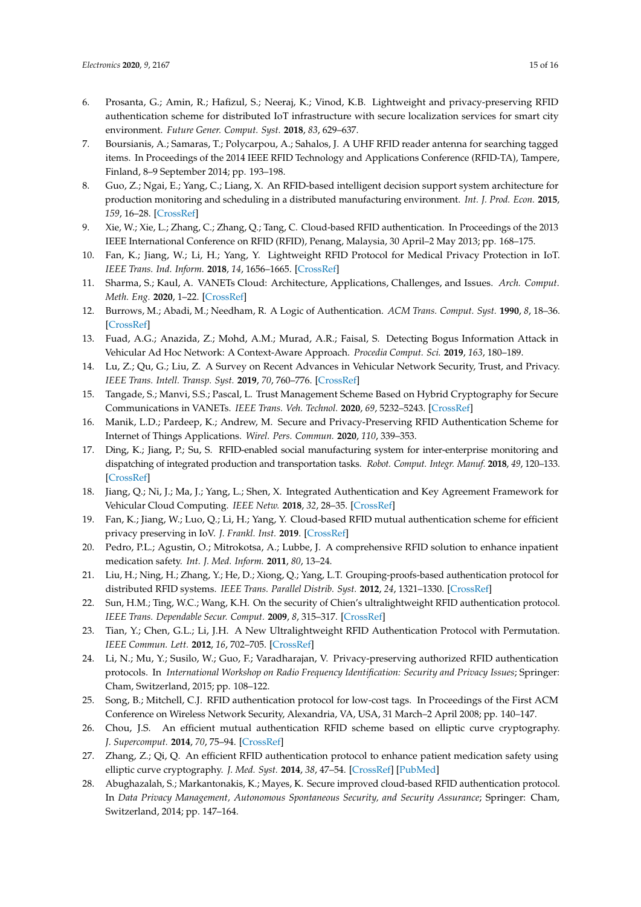6. Prosanta, G.; Amin, R.; Hafizul, S.; Neeraj, K.; Vinod, K.B. Lightweight and privacy-preserving RFID authentication scheme for distributed IoT infrastructure with secure localization services for smart city environment. *Future Gener. Comput. Syst.* **2018**, *83*, 629–637.
7. Boursianis, A.; Samaras, T.; Polycarpou, A.; Sahalos, J. A UHF RFID reader antenna for searching tagged items. In Proceedings of the 2014 IEEE RFID Technology and Applications Conference (RFID-TA), Tampere, Finland, 8–9 September 2014; pp. 193–198.
8. Guo, Z.; Ngai, E.; Yang, C.; Liang, X. An RFID-based intelligent decision support system architecture for production monitoring and scheduling in a distributed manufacturing environment. *Int. J. Prod. Econ.* **2015**, *159*, 16–28. [CrossRef]
9. Xie, W.; Xie, L.; Zhang, C.; Zhang, Q.; Tang, C. Cloud-based RFID authentication. In Proceedings of the 2013 IEEE International Conference on RFID (RFID), Penang, Malaysia, 30 April–2 May 2013; pp. 168–175.
10. Fan, K.; Jiang, W.; Li, H.; Yang, Y. Lightweight RFID Protocol for Medical Privacy Protection in IoT. *IEEE Trans. Ind. Inform.* **2018**, *14*, 1656–1665. [CrossRef]
11. Sharma, S.; Kaul, A. VANETs Cloud: Architecture, Applications, Challenges, and Issues. *Arch. Comput. Meth. Eng.* **2020**, 1–22. [CrossRef]
12. Burrows, M.; Abadi, M.; Needham, R. A Logic of Authentication. *ACM Trans. Comput. Syst.* **1990**, *8*, 18–36. [CrossRef]
13. Fuad, A.G.; Anazida, Z.; Mohd, A.M.; Murad, A.R.; Faisal, S. Detecting Bogus Information Attack in Vehicular Ad Hoc Network: A Context-Aware Approach. *Procedia Comput. Sci.* **2019**, *163*, 180–189.
14. Lu, Z.; Qu, G.; Liu, Z. A Survey on Recent Advances in Vehicular Network Security, Trust, and Privacy. *IEEE Trans. Intell. Transp. Syst.* **2019**, *70*, 760–776. [CrossRef]
15. Tangade, S.; Manvi, S.S.; Pascal, L. Trust Management Scheme Based on Hybrid Cryptography for Secure Communications in VANETs. *IEEE Trans. Veh. Technol.* **2020**, *69*, 5232–5243. [CrossRef]
16. Manik, L.D.; Pardeep, K.; Andrew, M. Secure and Privacy-Preserving RFID Authentication Scheme for Internet of Things Applications. *Wirel. Pers. Commun.* **2020**, *110*, 339–353.
17. Ding, K.; Jiang, P.; Su, S. RFID-enabled social manufacturing system for inter-enterprise monitoring and dispatching of integrated production and transportation tasks. *Robot. Comput. Integr. Manuf.* **2018**, *49*, 120–133. [CrossRef]
18. Jiang, Q.; Ni, J.; Ma, J.; Yang, L.; Shen, X. Integrated Authentication and Key Agreement Framework for Vehicular Cloud Computing. *IEEE Netw.* **2018**, *32*, 28–35. [CrossRef]
19. Fan, K.; Jiang, W.; Luo, Q.; Li, H.; Yang, Y. Cloud-based RFID mutual authentication scheme for efficient privacy preserving in IoV. *J. Frankl. Inst.* **2019**. [CrossRef]
20. Pedro, P.L.; Agustin, O.; Mitrokotsa, A.; Lubbe, J. A comprehensive RFID solution to enhance inpatient medication safety. *Int. J. Med. Inform.* **2011**, *80*, 13–24.
21. Liu, H.; Ning, H.; Zhang, Y.; He, D.; Xiong, Q.; Yang, L.T. Grouping-proofs-based authentication protocol for distributed RFID systems. *IEEE Trans. Parallel Distrib. Syst.* **2012**, *24*, 1321–1330. [CrossRef]
22. Sun, H.M.; Ting, W.C.; Wang, K.H. On the security of Chien's ultralightweight RFID authentication protocol. *IEEE Trans. Dependable Secur. Comput.* **2009**, *8*, 315–317. [CrossRef]
23. Tian, Y.; Chen, G.L.; Li, J.H. A New Ultralightweight RFID Authentication Protocol with Permutation. *IEEE Commun. Lett.* **2012**, *16*, 702–705. [CrossRef]
24. Li, N.; Mu, Y.; Susilo, W.; Guo, F.; Varadharajan, V. Privacy-preserving authorized RFID authentication protocols. In *International Workshop on Radio Frequency Identification: Security and Privacy Issues*; Springer: Cham, Switzerland, 2015; pp. 108–122.
25. Song, B.; Mitchell, C.J. RFID authentication protocol for low-cost tags. In Proceedings of the First ACM Conference on Wireless Network Security, Alexandria, VA, USA, 31 March–2 April 2008; pp. 140–147.
26. Chou, J.S. An efficient mutual authentication RFID scheme based on elliptic curve cryptography. *J. Supercomput.* **2014**, *70*, 75–94. [CrossRef]
27. Zhang, Z.; Qi, Q. An efficient RFID authentication protocol to enhance patient medication safety using elliptic curve cryptography. *J. Med. Syst.* **2014**, *38*, 47–54. [CrossRef] [PubMed]
28. Abughazalah, S.; Markantonakis, K.; Mayes, K. Secure improved cloud-based RFID authentication protocol. In *Data Privacy Management, Autonomous Spontaneous Security, and Security Assurance*; Springer: Cham, Switzerland, 2014; pp. 147–164.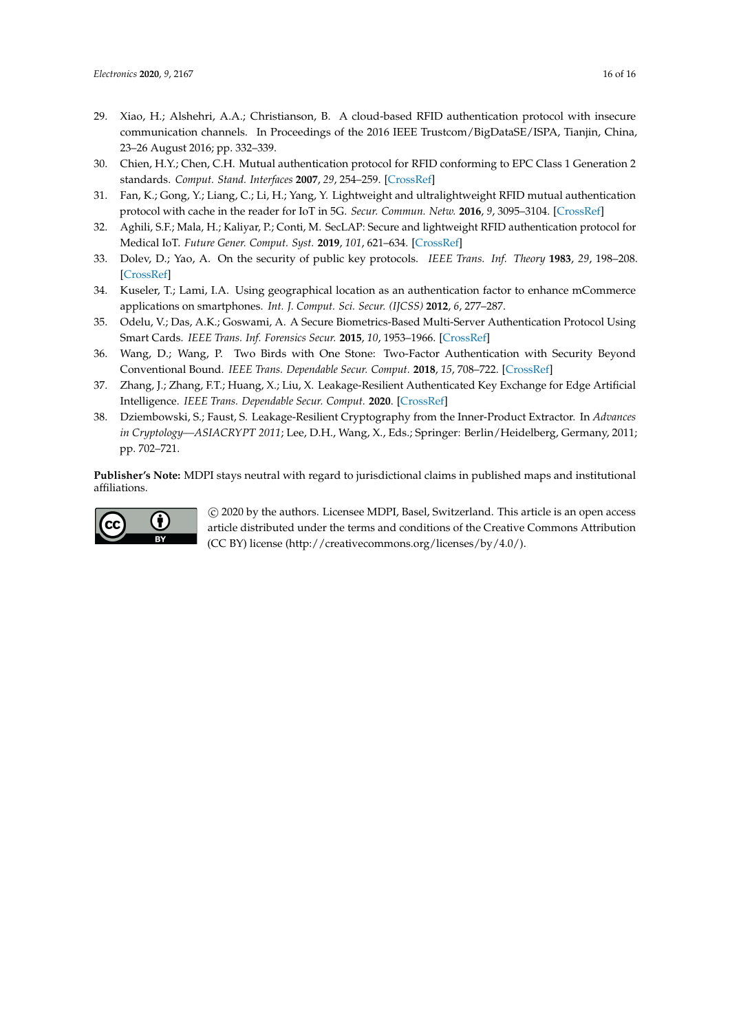29. Xiao, H.; Alshehri, A.A.; Christianson, B. A cloud-based RFID authentication protocol with insecure communication channels. In Proceedings of the 2016 IEEE Trustcom/BigDataSE/ISPA, Tianjin, China, 23–26 August 2016; pp. 332–339.
30. Chien, H.Y.; Chen, C.H. Mutual authentication protocol for RFID conforming to EPC Class 1 Generation 2 standards. *Comput. Stand. Interfaces* **2007**, *29*, 254–259. [CrossRef]
31. Fan, K.; Gong, Y.; Liang, C.; Li, H.; Yang, Y. Lightweight and ultralightweight RFID mutual authentication protocol with cache in the reader for IoT in 5G. *Secur. Commun. Netw.* **2016**, *9*, 3095–3104. [CrossRef]
32. Aghili, S.F.; Mala, H.; Kaliyar, P.; Conti, M. SecLAP: Secure and lightweight RFID authentication protocol for Medical IoT. *Future Gener. Comput. Syst.* **2019**, *101*, 621–634. [CrossRef]
33. Dolev, D.; Yao, A. On the security of public key protocols. *IEEE Trans. Inf. Theory* **1983**, *29*, 198–208. [CrossRef]
34. Kuseler, T.; Lami, I.A. Using geographical location as an authentication factor to enhance mCommerce applications on smartphones. *Int. J. Comput. Sci. Secur. (IJCSS)* **2012**, *6*, 277–287.
35. Odelu, V.; Das, A.K.; Goswami, A. A Secure Biometrics-Based Multi-Server Authentication Protocol Using Smart Cards. *IEEE Trans. Inf. Forensics Secur.* **2015**, *10*, 1953–1966. [CrossRef]
36. Wang, D.; Wang, P. Two Birds with One Stone: Two-Factor Authentication with Security Beyond Conventional Bound. *IEEE Trans. Dependable Secur. Comput.* **2018**, *15*, 708–722. [CrossRef]
37. Zhang, J.; Zhang, F.T.; Huang, X.; Liu, X. Leakage-Resilient Authenticated Key Exchange for Edge Artificial Intelligence. *IEEE Trans. Dependable Secur. Comput.* **2020**. [CrossRef]
38. Dziembowski, S.; Faust, S. Leakage-Resilient Cryptography from the Inner-Product Extractor. In *Advances in Cryptology—ASIACRYPT 2011*; Lee, D.H., Wang, X., Eds.; Springer: Berlin/Heidelberg, Germany, 2011; pp. 702–721.

**Publisher's Note:** MDPI stays neutral with regard to jurisdictional claims in published maps and institutional affiliations.

© 2020 by the authors. Licensee MDPI, Basel, Switzerland. This article is an open access article distributed under the terms and conditions of the Creative Commons Attribution (CC BY) license (http://creativecommons.org/licenses/by/4.0/).